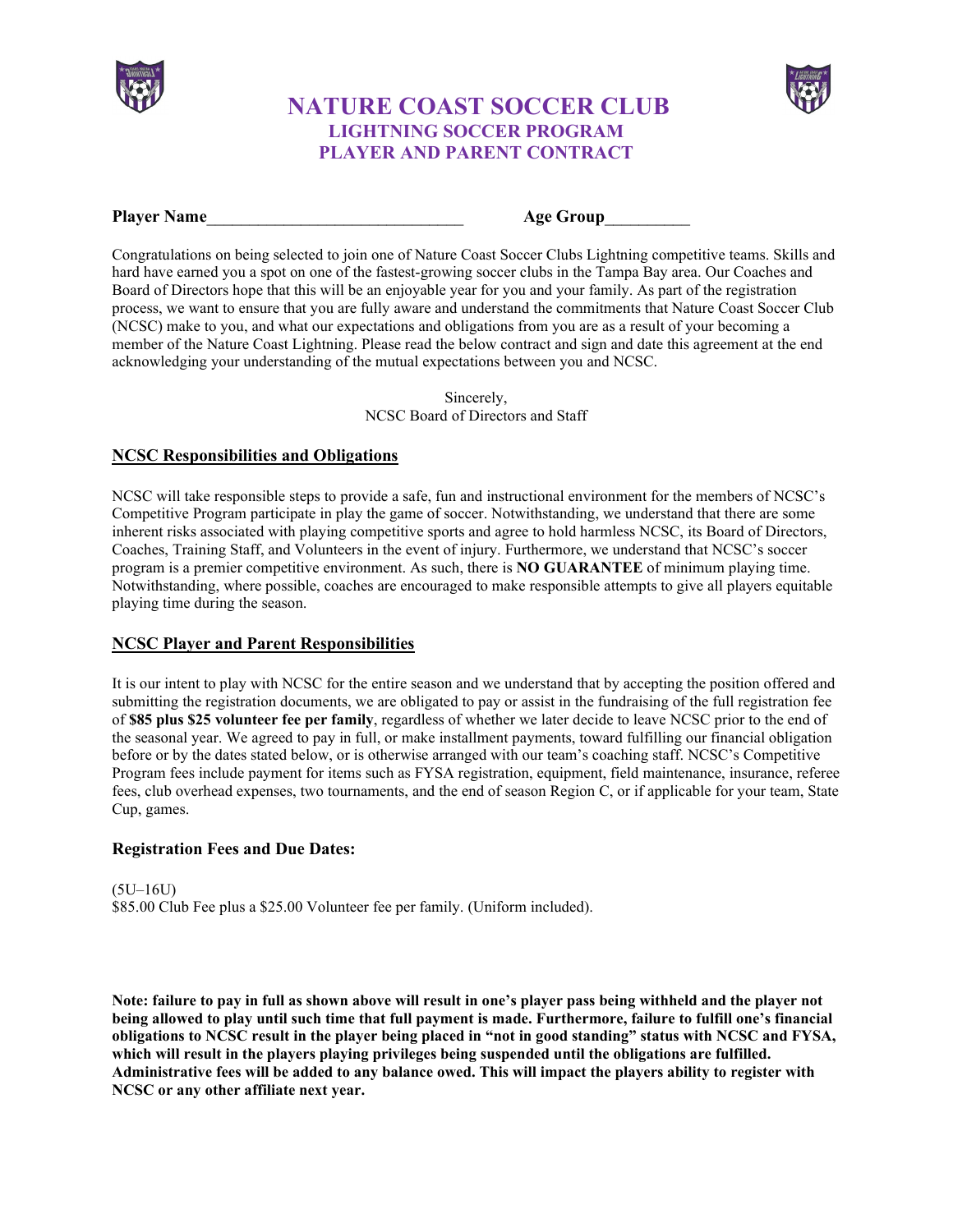# NATURE COAST SOCCER CLUB

## LIGHTNING SOCCER PROGRAM

## PLAYER AND PARENT CONTRACT

**Player Name**______________________________ **Age Group**__________

Congratulations on being selected to join one of Nature Coast Soccer Clubs Lightning competitive teams. Skills and hard have earned you a spot on one of the fastest-growing soccer clubs in the Tampa Bay area. Our Coaches and Board of Directors hope that this will be an enjoyable year for you and your family. As part of the registration process, we want to ensure that you are fully aware and understand the commitments that Nature Coast Soccer Club (NCSC) make to you, and what our expectations and obligations from you are as a result of your becoming a member of the Nature Coast Lightning. Please read the below contract and sign and date this agreement at the end acknowledging your understanding of the mutual expectations between you and NCSC.

Sincerely,
NCSC Board of Directors and Staff

### NCSC Responsibilities and Obligations

NCSC will take responsible steps to provide a safe, fun and instructional environment for the members of NCSC's Competitive Program participate in play the game of soccer. Notwithstanding, we understand that there are some inherent risks associated with playing competitive sports and agree to hold harmless NCSC, its Board of Directors, Coaches, Training Staff, and Volunteers in the event of injury. Furthermore, we understand that NCSC's soccer program is a premier competitive environment. As such, there is **NO GUARANTEE** of minimum playing time. Notwithstanding, where possible, coaches are encouraged to make responsible attempts to give all players equitable playing time during the season.

### NCSC Player and Parent Responsibilities

It is our intent to play with NCSC for the entire season and we understand that by accepting the position offered and submitting the registration documents, we are obligated to pay or assist in the fundraising of the full registration fee of **$85 plus $25 volunteer fee per family**, regardless of whether we later decide to leave NCSC prior to the end of the seasonal year. We agreed to pay in full, or make installment payments, toward fulfilling our financial obligation before or by the dates stated below, or is otherwise arranged with our team's coaching staff. NCSC's Competitive Program fees include payment for items such as FYSA registration, equipment, field maintenance, insurance, referee fees, club overhead expenses, two tournaments, and the end of season Region C, or if applicable for your team, State Cup, games.

### Registration Fees and Due Dates:

(5U–16U)
$85.00 Club Fee plus a $25.00 Volunteer fee per family. (Uniform included).

**Note: failure to pay in full as shown above will result in one's player pass being withheld and the player not being allowed to play until such time that full payment is made. Furthermore, failure to fulfill one's financial obligations to NCSC result in the player being placed in "not in good standing" status with NCSC and FYSA, which will result in the players playing privileges being suspended until the obligations are fulfilled. Administrative fees will be added to any balance owed. This will impact the players ability to register with NCSC or any other affiliate next year.**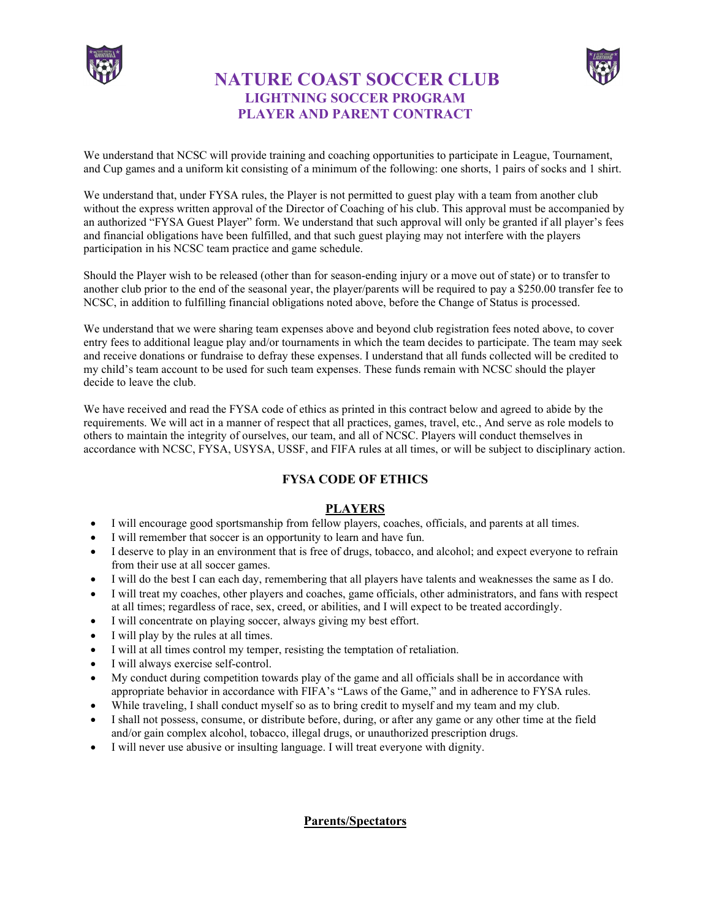# NATURE COAST SOCCER CLUB
## LIGHTNING SOCCER PROGRAM
## PLAYER AND PARENT CONTRACT

We understand that NCSC will provide training and coaching opportunities to participate in League, Tournament, and Cup games and a uniform kit consisting of a minimum of the following: one shorts, 1 pairs of socks and 1 shirt.

We understand that, under FYSA rules, the Player is not permitted to guest play with a team from another club without the express written approval of the Director of Coaching of his club. This approval must be accompanied by an authorized "FYSA Guest Player" form. We understand that such approval will only be granted if all player's fees and financial obligations have been fulfilled, and that such guest playing may not interfere with the players participation in his NCSC team practice and game schedule.

Should the Player wish to be released (other than for season-ending injury or a move out of state) or to transfer to another club prior to the end of the seasonal year, the player/parents will be required to pay a $250.00 transfer fee to NCSC, in addition to fulfilling financial obligations noted above, before the Change of Status is processed.

We understand that we were sharing team expenses above and beyond club registration fees noted above, to cover entry fees to additional league play and/or tournaments in which the team decides to participate. The team may seek and receive donations or fundraise to defray these expenses. I understand that all funds collected will be credited to my child's team account to be used for such team expenses. These funds remain with NCSC should the player decide to leave the club.

We have received and read the FYSA code of ethics as printed in this contract below and agreed to abide by the requirements. We will act in a manner of respect that all practices, games, travel, etc., And serve as role models to others to maintain the integrity of ourselves, our team, and all of NCSC. Players will conduct themselves in accordance with NCSC, FYSA, USYSA, USSF, and FIFA rules at all times, or will be subject to disciplinary action.

### FYSA CODE OF ETHICS

#### PLAYERS

- I will encourage good sportsmanship from fellow players, coaches, officials, and parents at all times.
- I will remember that soccer is an opportunity to learn and have fun.
- I deserve to play in an environment that is free of drugs, tobacco, and alcohol; and expect everyone to refrain from their use at all soccer games.
- I will do the best I can each day, remembering that all players have talents and weaknesses the same as I do.
- I will treat my coaches, other players and coaches, game officials, other administrators, and fans with respect at all times; regardless of race, sex, creed, or abilities, and I will expect to be treated accordingly.
- I will concentrate on playing soccer, always giving my best effort.
- I will play by the rules at all times.
- I will at all times control my temper, resisting the temptation of retaliation.
- I will always exercise self-control.
- My conduct during competition towards play of the game and all officials shall be in accordance with appropriate behavior in accordance with FIFA's "Laws of the Game," and in adherence to FYSA rules.
- While traveling, I shall conduct myself so as to bring credit to myself and my team and my club.
- I shall not possess, consume, or distribute before, during, or after any game or any other time at the field and/or gain complex alcohol, tobacco, illegal drugs, or unauthorized prescription drugs.
- I will never use abusive or insulting language. I will treat everyone with dignity.

#### Parents/Spectators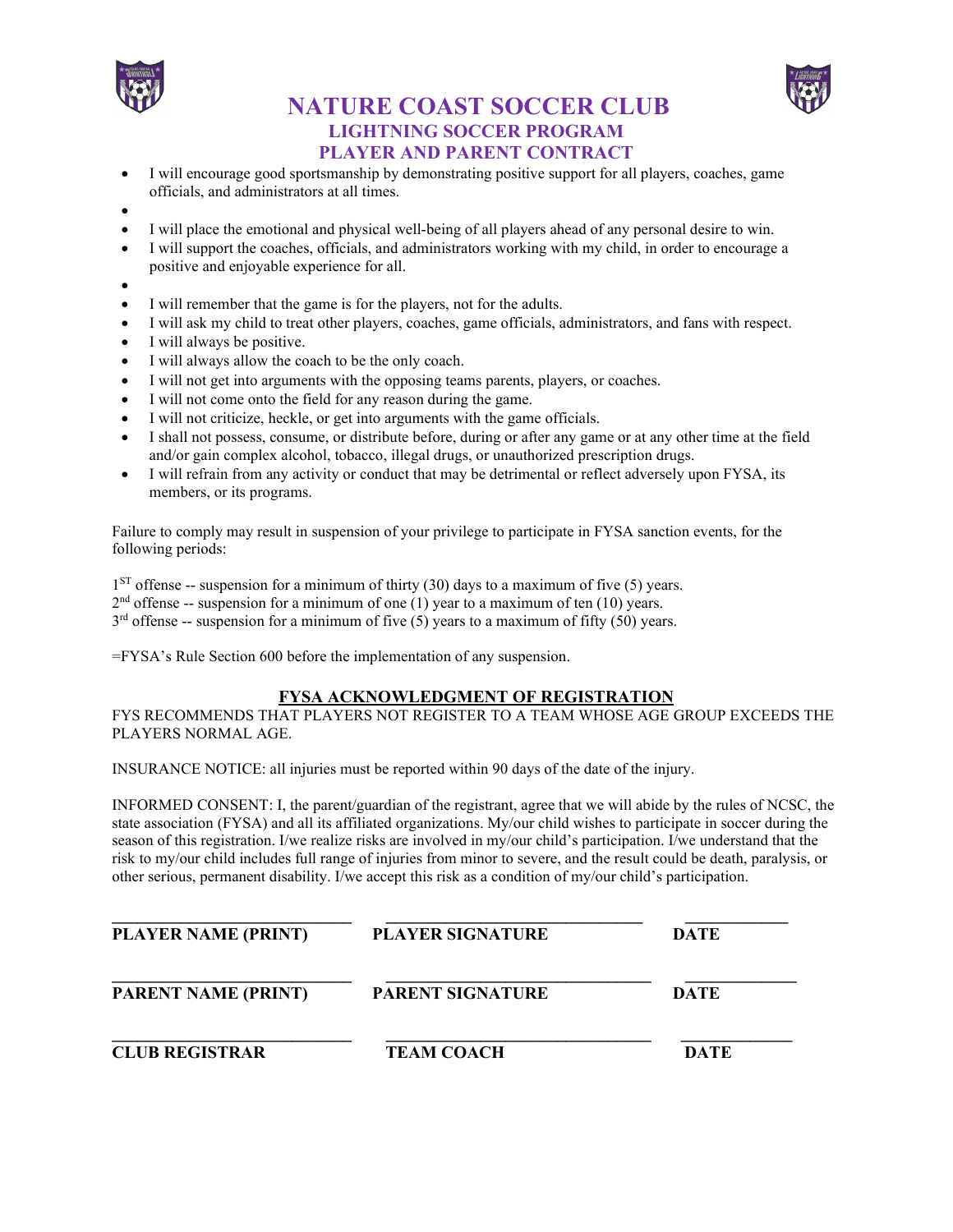# NATURE COAST SOCCER CLUB
## LIGHTNING SOCCER PROGRAM
## PLAYER AND PARENT CONTRACT

- I will encourage good sportsmanship by demonstrating positive support for all players, coaches, game officials, and administrators at all times.
- 
- I will place the emotional and physical well-being of all players ahead of any personal desire to win.
- I will support the coaches, officials, and administrators working with my child, in order to encourage a positive and enjoyable experience for all.
- 
- I will remember that the game is for the players, not for the adults.
- I will ask my child to treat other players, coaches, game officials, administrators, and fans with respect.
- I will always be positive.
- I will always allow the coach to be the only coach.
- I will not get into arguments with the opposing teams parents, players, or coaches.
- I will not come onto the field for any reason during the game.
- I will not criticize, heckle, or get into arguments with the game officials.
- I shall not possess, consume, or distribute before, during or after any game or at any other time at the field and/or gain complex alcohol, tobacco, illegal drugs, or unauthorized prescription drugs.
- I will refrain from any activity or conduct that may be detrimental or reflect adversely upon FYSA, its members, or its programs.

Failure to comply may result in suspension of your privilege to participate in FYSA sanction events, for the following periods:

1ST offense -- suspension for a minimum of thirty (30) days to a maximum of five (5) years.
2nd offense -- suspension for a minimum of one (1) year to a maximum of ten (10) years.
3rd offense -- suspension for a minimum of five (5) years to a maximum of fifty (50) years.

=FYSA's Rule Section 600 before the implementation of any suspension.

**FYSA ACKNOWLEDGMENT OF REGISTRATION**

FYS RECOMMENDS THAT PLAYERS NOT REGISTER TO A TEAM WHOSE AGE GROUP EXCEEDS THE PLAYERS NORMAL AGE.

INSURANCE NOTICE: all injuries must be reported within 90 days of the date of the injury.

INFORMED CONSENT: I, the parent/guardian of the registrant, agree that we will abide by the rules of NCSC, the state association (FYSA) and all its affiliated organizations. My/our child wishes to participate in soccer during the season of this registration. I/we realize risks are involved in my/our child's participation. I/we understand that the risk to my/our child includes full range of injuries from minor to severe, and the result could be death, paralysis, or other serious, permanent disability. I/we accept this risk as a condition of my/our child's participation.

| | | |
|---|---|---|
| ____________________ | ____________________ | __________ |
| **PLAYER NAME (PRINT)** | **PLAYER SIGNATURE** | **DATE** |
| ____________________ | ____________________ | __________ |
| **PARENT NAME (PRINT)** | **PARENT SIGNATURE** | **DATE** |
| ____________________ | ____________________ | __________ |
| **CLUB REGISTRAR** | **TEAM COACH** | **DATE** |